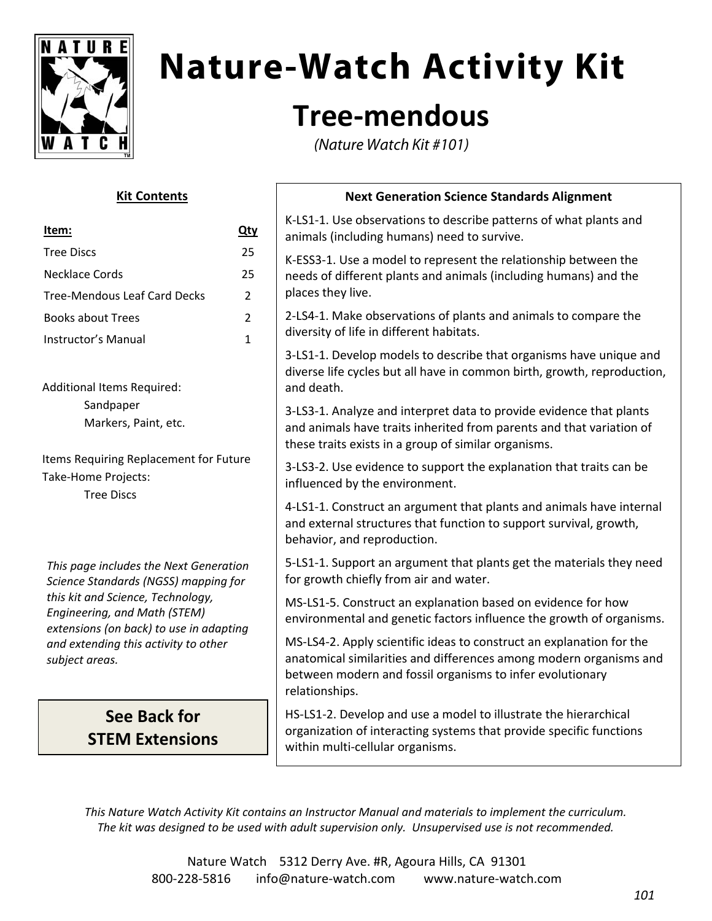# Nature-Watch Activity Kit

## Tree-mendous

*(Nature Watch Kit #101)*

### Kit Contents

| Item: | Qty |
|---|---|
| Tree Discs | 25 |
| Necklace Cords | 25 |
| Tree-Mendous Leaf Card Decks | 2 |
| Books about Trees | 2 |
| Instructor's Manual | 1 |

Additional Items Required:
- Sandpaper
- Markers, Paint, etc.

Items Requiring Replacement for Future Take-Home Projects:
- Tree Discs

*This page includes the Next Generation Science Standards (NGSS) mapping for this kit and Science, Technology, Engineering, and Math (STEM) extensions (on back) to use in adapting and extending this activity to other subject areas.*

**See Back for STEM Extensions**

### Next Generation Science Standards Alignment

K-LS1-1. Use observations to describe patterns of what plants and animals (including humans) need to survive.

K-ESS3-1. Use a model to represent the relationship between the needs of different plants and animals (including humans) and the places they live.

2-LS4-1. Make observations of plants and animals to compare the diversity of life in different habitats.

3-LS1-1. Develop models to describe that organisms have unique and diverse life cycles but all have in common birth, growth, reproduction, and death.

3-LS3-1. Analyze and interpret data to provide evidence that plants and animals have traits inherited from parents and that variation of these traits exists in a group of similar organisms.

3-LS3-2. Use evidence to support the explanation that traits can be influenced by the environment.

4-LS1-1. Construct an argument that plants and animals have internal and external structures that function to support survival, growth, behavior, and reproduction.

5-LS1-1. Support an argument that plants get the materials they need for growth chiefly from air and water.

MS-LS1-5. Construct an explanation based on evidence for how environmental and genetic factors influence the growth of organisms.

MS-LS4-2. Apply scientific ideas to construct an explanation for the anatomical similarities and differences among modern organisms and between modern and fossil organisms to infer evolutionary relationships.

HS-LS1-2. Develop and use a model to illustrate the hierarchical organization of interacting systems that provide specific functions within multi-cellular organisms.

*This Nature Watch Activity Kit contains an Instructor Manual and materials to implement the curriculum. The kit was designed to be used with adult supervision only. Unsupervised use is not recommended.*

Nature Watch 5312 Derry Ave. #R, Agoura Hills, CA 91301
800-228-5816 info@nature-watch.com www.nature-watch.com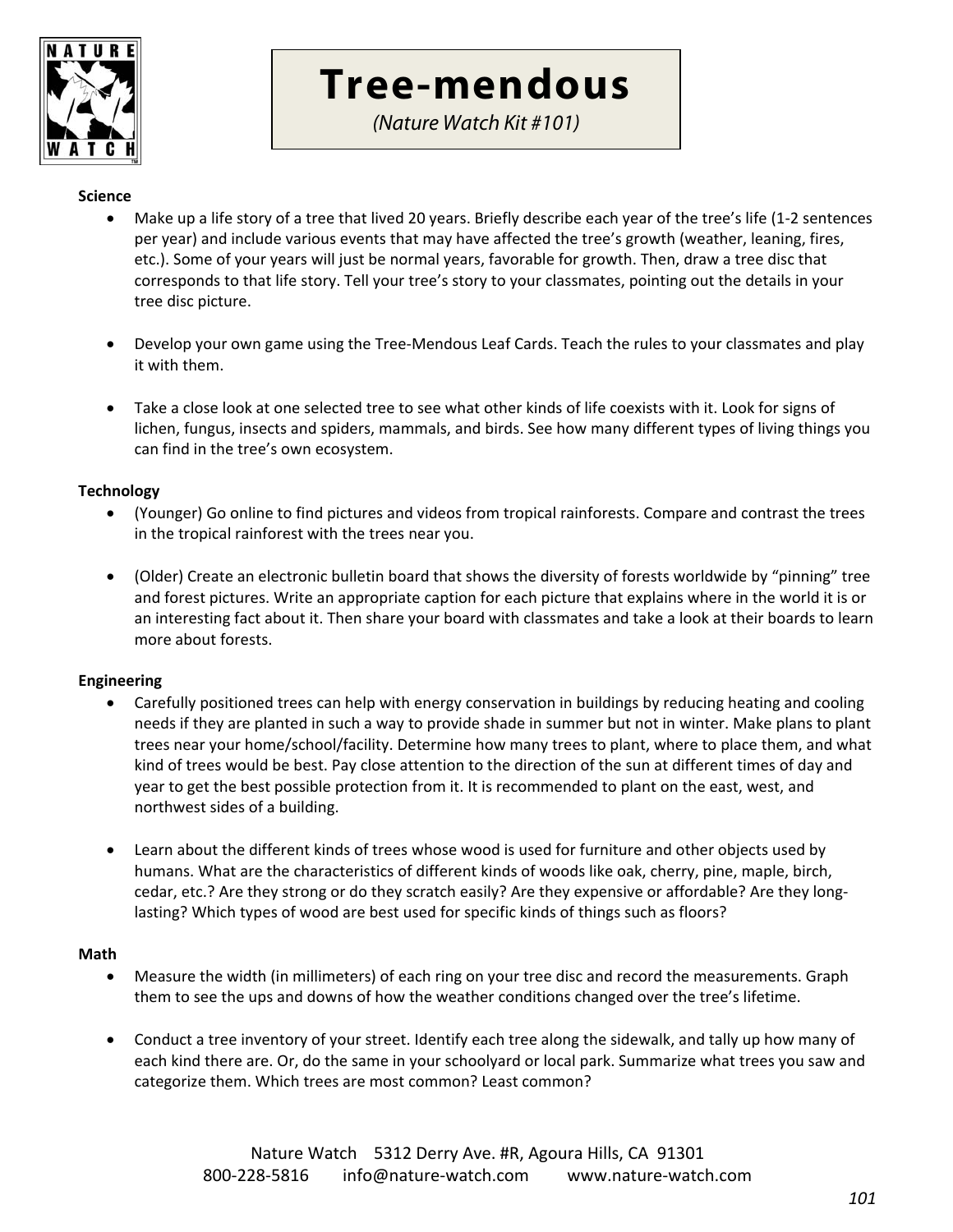# Tree-mendous

*(Nature Watch Kit #101)*

**Science**

- Make up a life story of a tree that lived 20 years. Briefly describe each year of the tree's life (1-2 sentences per year) and include various events that may have affected the tree's growth (weather, leaning, fires, etc.). Some of your years will just be normal years, favorable for growth. Then, draw a tree disc that corresponds to that life story. Tell your tree's story to your classmates, pointing out the details in your tree disc picture.

- Develop your own game using the Tree-Mendous Leaf Cards. Teach the rules to your classmates and play it with them.

- Take a close look at one selected tree to see what other kinds of life coexists with it. Look for signs of lichen, fungus, insects and spiders, mammals, and birds. See how many different types of living things you can find in the tree's own ecosystem.

**Technology**

- (Younger) Go online to find pictures and videos from tropical rainforests. Compare and contrast the trees in the tropical rainforest with the trees near you.

- (Older) Create an electronic bulletin board that shows the diversity of forests worldwide by "pinning" tree and forest pictures. Write an appropriate caption for each picture that explains where in the world it is or an interesting fact about it. Then share your board with classmates and take a look at their boards to learn more about forests.

**Engineering**

- Carefully positioned trees can help with energy conservation in buildings by reducing heating and cooling needs if they are planted in such a way to provide shade in summer but not in winter. Make plans to plant trees near your home/school/facility. Determine how many trees to plant, where to place them, and what kind of trees would be best. Pay close attention to the direction of the sun at different times of day and year to get the best possible protection from it. It is recommended to plant on the east, west, and northwest sides of a building.

- Learn about the different kinds of trees whose wood is used for furniture and other objects used by humans. What are the characteristics of different kinds of woods like oak, cherry, pine, maple, birch, cedar, etc.? Are they strong or do they scratch easily? Are they expensive or affordable? Are they long-lasting? Which types of wood are best used for specific kinds of things such as floors?

**Math**

- Measure the width (in millimeters) of each ring on your tree disc and record the measurements. Graph them to see the ups and downs of how the weather conditions changed over the tree's lifetime.

- Conduct a tree inventory of your street. Identify each tree along the sidewalk, and tally up how many of each kind there are. Or, do the same in your schoolyard or local park. Summarize what trees you saw and categorize them. Which trees are most common? Least common?

Nature Watch 5312 Derry Ave. #R, Agoura Hills, CA 91301
800-228-5816 info@nature-watch.com www.nature-watch.com